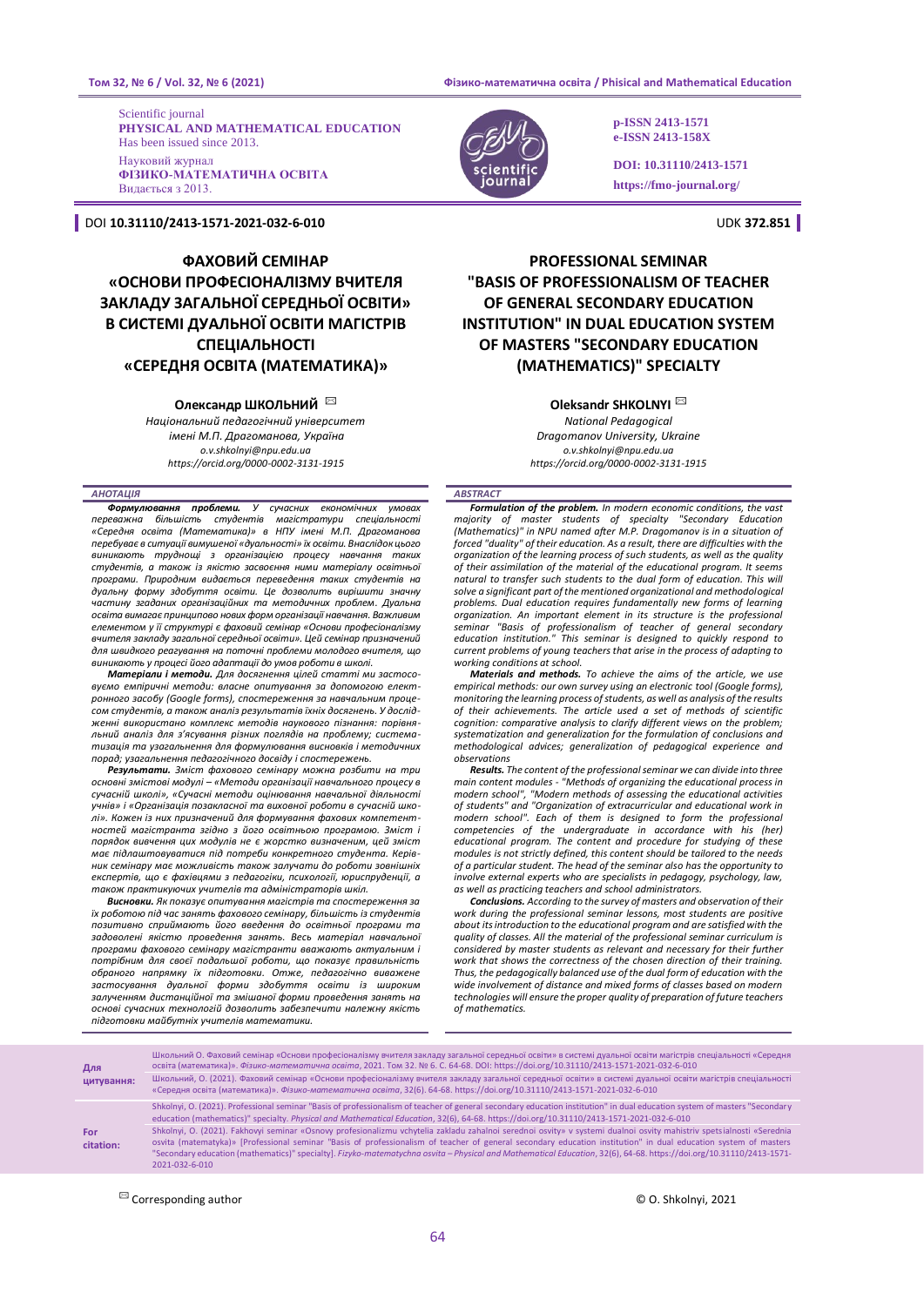Scientific journal
**PHYSICAL AND MATHEMATICAL EDUCATION**
Has been issued since 2013.

Науковий журнал
**ФІЗИКО-МАТЕМАТИЧНА ОСВІТА**
Видається з 2013.

**p-ISSN 2413-1571**
**e-ISSN 2413-158X**

**DOI: 10.31110/2413-1571**
**https://fmo-journal.org/**

DOI **10.31110/2413-1571-2021-032-6-010**

UDK **372.851**

# ФАХОВИЙ СЕМІНАР «ОСНОВИ ПРОФЕСІОНАЛІЗМУ ВЧИТЕЛЯ ЗАКЛАДУ ЗАГАЛЬНОЇ СЕРЕДНЬОЇ ОСВІТИ» В СИСТЕМІ ДУАЛЬНОЇ ОСВІТИ МАГІСТРІВ СПЕЦІАЛЬНОСТІ «СЕРЕДНЯ ОСВІТА (МАТЕМАТИКА)»

**Олександр ШКОЛЬНИЙ** ✉

*Національний педагогічний університет імені М.П. Драгоманова, Україна*
*o.v.shkolnyi@npu.edu.ua*
*https://orcid.org/0000-0002-3131-1915*

## АНОТАЦІЯ

***Формулювання проблеми.*** *У сучасних економічних умовах переважна більшість студентів магістратури спеціальності «Середня освіта (Математика)» в НПУ імені М.П. Драгоманова перебуває в ситуації вимушеної «дуальності» їх освіти. Внаслідок цього виникають труднощі з організацією процесу навчання таких студентів, а також із якістю засвоєння ними матеріалу освітньої програми. Природним видається переведення таких студентів на дуальну форму здобуття освіти. Це дозволить вирішити значну частину згаданих організаційних та методичних проблем. Дуальна освіта вимагає принципово нових форм організації навчання. Важливим елементом у її структурі є фаховий семінар «Основи професіоналізму вчителя закладу загальної середньої освіти». Цей семінар призначений для швидкого реагування на поточні проблеми молодого вчителя, що виникають у процесі його адаптації до умов роботи в школі.*

***Матеріали і методи.*** *Для досягнення цілей статті ми застосовуємо емпіричні методи: власне опитування за допомогою електронного засобу (Google forms), спостереження за навчальним процесом студентів, а також аналіз результатів їхніх досягнень. У дослідженні використано комплекс методів наукового пізнання: порівняльний аналіз для з'ясування різних поглядів на проблему; систематизація та узагальнення для формулювання висновків і методичних порад; узагальнення педагогічного досвіду і спостережень.*

***Результати.*** *Зміст фахового семінару можна розбити на три основні змістові модулі – «Методи організації навчального процесу в сучасній школі», «Сучасні методи оцінювання навчальної діяльності учнів» і «Організація позакласної та виховної роботи в сучасній школі». Кожен із них призначений для формування фахових компетентностей магістранта згідно з його освітньою програмою. Зміст і порядок вивчення цих модулів не є жорстко визначеним, цей зміст має підлаштовуватися під потреби конкретного студента. Керівник семінару має можливість також залучати до роботи зовнішніх експертів, що є фахівцями з педагогіки, психології, юриспруденції, а також практикуючих учителів та адміністраторів шкіл.*

***Висновки.*** *Як показує опитування магістрів та спостереження за їх роботою під час занять фахового семінару, більшість із студентів позитивно сприймають його введення до освітньої програми та задоволені якістю проведення занять. Весь матеріал навчальної програми фахового семінару магістранти вважають актуальним і потрібним для своєї подальшої роботи, що показує правильність обраного напрямку їх підготовки. Отже, педагогічно виважене застосування дуальної форми здобуття освіти із широким залученням дистанційної та змішаної форми проведення занять на основі сучасних технологій дозволить забезпечити належну якість підготовки майбутніх учителів математики.*

# PROFESSIONAL SEMINAR "BASIS OF PROFESSIONALISM OF TEACHER OF GENERAL SECONDARY EDUCATION INSTITUTION" IN DUAL EDUCATION SYSTEM OF MASTERS "SECONDARY EDUCATION (MATHEMATICS)" SPECIALTY

**Oleksandr SHKOLNYI** ✉

*National Pedagogical Dragomanov University, Ukraine*
*o.v.shkolnyi@npu.edu.ua*
*https://orcid.org/0000-0002-3131-1915*

## ABSTRACT

***Formulation of the problem.*** *In modern economic conditions, the vast majority of master students of specialty "Secondary Education (Mathematics)" in NPU named after M.P. Dragomanov is in a situation of forced "duality" of their education. As a result, there are difficulties with the organization of the learning process of such students, as well as the quality of their assimilation of the material of the educational program. It seems natural to transfer such students to the dual form of education. This will solve a significant part of the mentioned organizational and methodological problems. Dual education requires fundamentally new forms of learning organization. An important element in its structure is the professional seminar "Basis of professionalism of teacher of general secondary education institution." This seminar is designed to quickly respond to current problems of young teachers that arise in the process of adapting to working conditions at school.*

***Materials and methods.*** *To achieve the aims of the article, we use empirical methods: our own survey using an electronic tool (Google forms), monitoring the learning process of students, as well as analysis of the results of their achievements. The article used a set of methods of scientific cognition: comparative analysis to clarify different views on the problem; systematization and generalization for the formulation of conclusions and methodological advices; generalization of pedagogical experience and observations*

***Results.*** *The content of the professional seminar we can divide into three main content modules - "Methods of organizing the educational process in modern school", "Modern methods of assessing the educational activities of students" and "Organization of extracurricular and educational work in modern school". Each of them is designed to form the professional competencies of the undergraduate in accordance with his (her) educational program. The content and procedure for studying of these modules is not strictly defined, this content should be tailored to the needs of a particular student. The head of the seminar also has the opportunity to involve external experts who are specialists in pedagogy, psychology, law, as well as practicing teachers and school administrators.*

***Conclusions.*** *According to the survey of masters and observation of their work during the professional seminar lessons, most students are positive about its introduction to the educational program and are satisfied with the quality of classes. All the material of the professional seminar curriculum is considered by master students as relevant and necessary for their further work that shows the correctness of the chosen direction of their training. Thus, the pedagogically balanced use of the dual form of education with the wide involvement of distance and mixed forms of classes based on modern technologies will ensure the proper quality of preparation of future teachers of mathematics.*

**Для цитування:**

Школьний О. Фаховий семінар «Основи професіоналізму вчителя закладу загальної середньої освіти» в системі дуальної освіти магістрів спеціальності «Середня освіта (математика)». *Фізико-математична освіта*, 2021. Том 32. № 6. С. 64-68. DOI: https://doi.org/10.31110/2413-1571-2021-032-6-010

Школьний, О. (2021). Фаховий семінар «Основи професіоналізму вчителя закладу загальної середньої освіти» в системі дуальної освіти магістрів спеціальності «Середня освіта (математика)». *Фізико-математична освіта*, 32(6). 64-68. https://doi.org/10.31110/2413-1571-2021-032-6-010

**For citation:**

Shkolnyi, O. (2021). Professional seminar "Basis of professionalism of teacher of general secondary education institution" in dual education system of masters "Secondary education (mathematics)" specialty. *Physical and Mathematical Education*, 32(6), 64-68. https://doi.org/10.31110/2413-1571-2021-032-6-010

Shkolnyi, O. (2021). Fakhovyi seminar «Osnovy profesionalizmu vchytelia zakladu zahalnoi serednoi osvity» v systemi dualnoi osvity mahistriv spetsialnosti «Serednia osvita (matematyka)» [Professional seminar "Basis of professionalism of teacher of general secondary education institution" in dual education system of masters "Secondary education (mathematics)" specialty]. *Fizyko-matematychna osvita – Physical and Mathematical Education*, 32(6), 64-68. https://doi.org/10.31110/2413-1571-2021-032-6-010

✉ Corresponding author

© O. Shkolnyi, 2021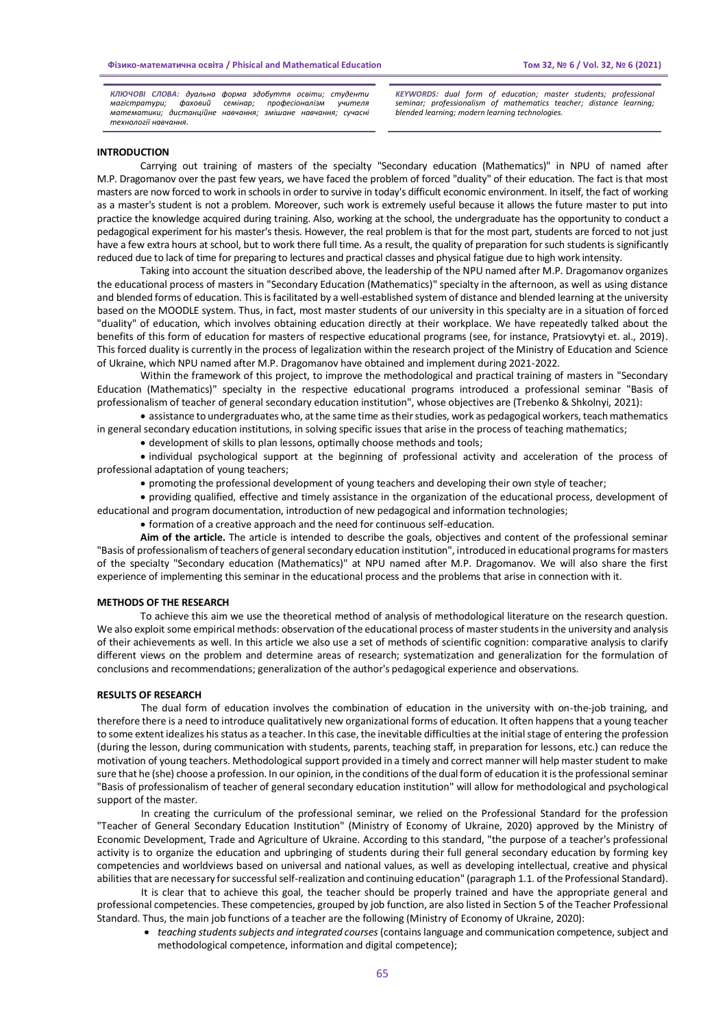*КЛЮЧОВІ СЛОВА: дуальна форма здобуття освіти; студенти магістратури; фаховий семінар; професіоналізм учителя математики; дистанційне навчання; змішане навчання; сучасні технології навчання.*

*KEYWORDS: dual form of education; master students; professional seminar; professionalism of mathematics teacher; distance learning; blended learning; modern learning technologies.*

## INTRODUCTION

Carrying out training of masters of the specialty "Secondary education (Mathematics)" in NPU of named after M.P. Dragomanov over the past few years, we have faced the problem of forced "duality" of their education. The fact is that most masters are now forced to work in schools in order to survive in today's difficult economic environment. In itself, the fact of working as a master's student is not a problem. Moreover, such work is extremely useful because it allows the future master to put into practice the knowledge acquired during training. Also, working at the school, the undergraduate has the opportunity to conduct a pedagogical experiment for his master's thesis. However, the real problem is that for the most part, students are forced to not just have a few extra hours at school, but to work there full time. As a result, the quality of preparation for such students is significantly reduced due to lack of time for preparing to lectures and practical classes and physical fatigue due to high work intensity.

Taking into account the situation described above, the leadership of the NPU named after M.P. Dragomanov organizes the educational process of masters in "Secondary Education (Mathematics)" specialty in the afternoon, as well as using distance and blended forms of education. This is facilitated by a well-established system of distance and blended learning at the university based on the MOODLE system. Thus, in fact, most master students of our university in this specialty are in a situation of forced "duality" of education, which involves obtaining education directly at their workplace. We have repeatedly talked about the benefits of this form of education for masters of respective educational programs (see, for instance, Pratsiovytyi et. al., 2019). This forced duality is currently in the process of legalization within the research project of the Ministry of Education and Science of Ukraine, which NPU named after M.P. Dragomanov have obtained and implement during 2021-2022.

Within the framework of this project, to improve the methodological and practical training of masters in "Secondary Education (Mathematics)" specialty in the respective educational programs introduced a professional seminar "Basis of professionalism of teacher of general secondary education institution", whose objectives are (Trebenko & Shkolnyi, 2021):

- assistance to undergraduates who, at the same time as their studies, work as pedagogical workers, teach mathematics in general secondary education institutions, in solving specific issues that arise in the process of teaching mathematics;
- development of skills to plan lessons, optimally choose methods and tools;
- individual psychological support at the beginning of professional activity and acceleration of the process of professional adaptation of young teachers;
- promoting the professional development of young teachers and developing their own style of teacher;
- providing qualified, effective and timely assistance in the organization of the educational process, development of educational and program documentation, introduction of new pedagogical and information technologies;
- formation of a creative approach and the need for continuous self-education.

**Aim of the article.** The article is intended to describe the goals, objectives and content of the professional seminar "Basis of professionalism of teachers of general secondary education institution", introduced in educational programs for masters of the specialty "Secondary education (Mathematics)" at NPU named after M.P. Dragomanov. We will also share the first experience of implementing this seminar in the educational process and the problems that arise in connection with it.

## METHODS OF THE RESEARCH

To achieve this aim we use the theoretical method of analysis of methodological literature on the research question. We also exploit some empirical methods: observation of the educational process of master students in the university and analysis of their achievements as well. In this article we also use a set of methods of scientific cognition: comparative analysis to clarify different views on the problem and determine areas of research; systematization and generalization for the formulation of conclusions and recommendations; generalization of the author's pedagogical experience and observations.

## RESULTS OF RESEARCH

The dual form of education involves the combination of education in the university with on-the-job training, and therefore there is a need to introduce qualitatively new organizational forms of education. It often happens that a young teacher to some extent idealizes his status as a teacher. In this case, the inevitable difficulties at the initial stage of entering the profession (during the lesson, during communication with students, parents, teaching staff, in preparation for lessons, etc.) can reduce the motivation of young teachers. Methodological support provided in a timely and correct manner will help master student to make sure that he (she) choose a profession. In our opinion, in the conditions of the dual form of education it is the professional seminar "Basis of professionalism of teacher of general secondary education institution" will allow for methodological and psychological support of the master.

In creating the curriculum of the professional seminar, we relied on the Professional Standard for the profession "Teacher of General Secondary Education Institution" (Ministry of Economy of Ukraine, 2020) approved by the Ministry of Economic Development, Trade and Agriculture of Ukraine. According to this standard, "the purpose of a teacher's professional activity is to organize the education and upbringing of students during their full general secondary education by forming key competencies and worldviews based on universal and national values, as well as developing intellectual, creative and physical abilities that are necessary for successful self-realization and continuing education" (paragraph 1.1. of the Professional Standard).

It is clear that to achieve this goal, the teacher should be properly trained and have the appropriate general and professional competencies. These competencies, grouped by job function, are also listed in Section 5 of the Teacher Professional Standard. Thus, the main job functions of a teacher are the following (Ministry of Economy of Ukraine, 2020):

- *teaching students subjects and integrated courses* (contains language and communication competence, subject and methodological competence, information and digital competence);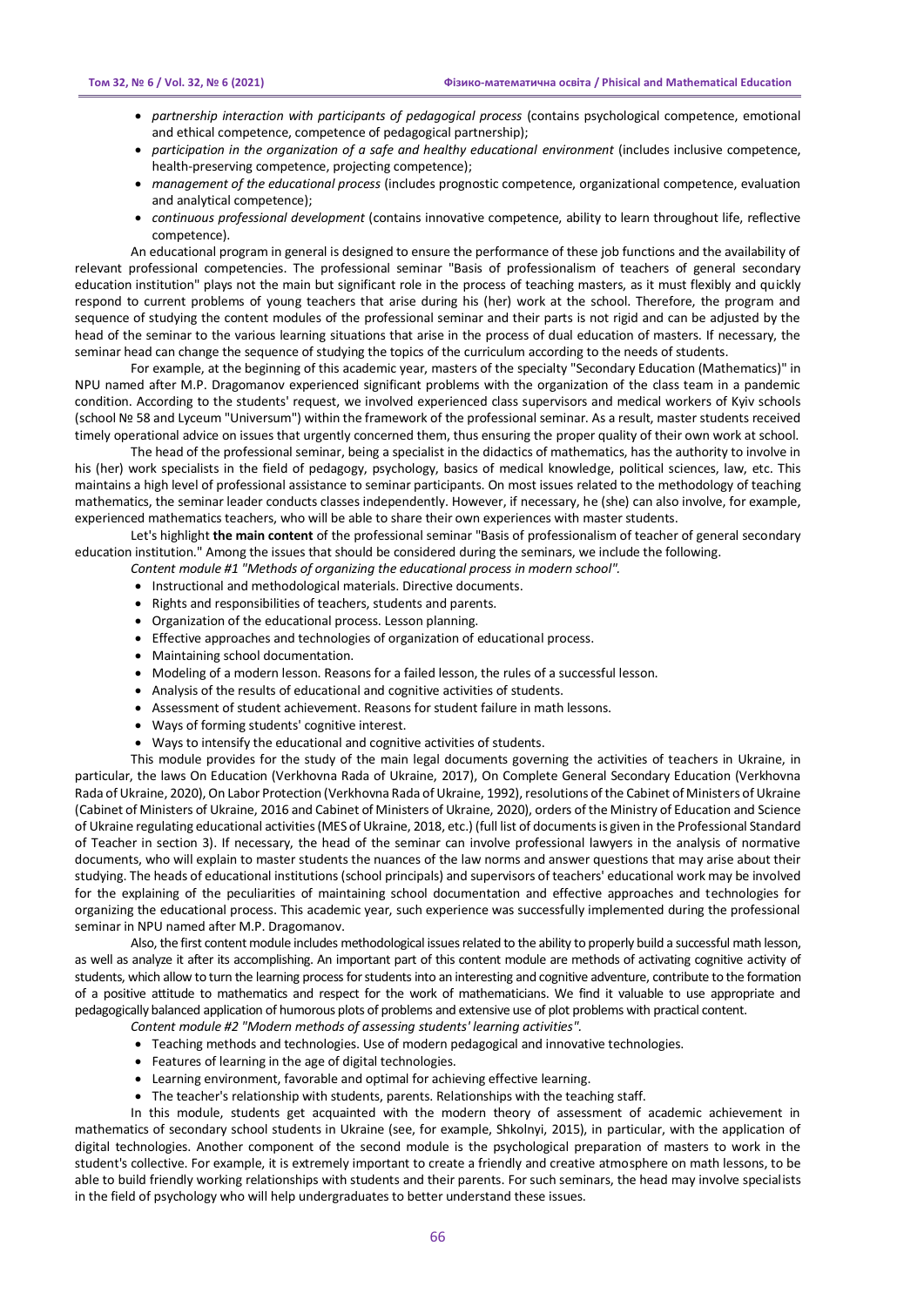- *partnership interaction with participants of pedagogical process* (contains psychological competence, emotional and ethical competence, competence of pedagogical partnership);
- *participation in the organization of a safe and healthy educational environment* (includes inclusive competence, health-preserving competence, projecting competence);
- *management of the educational process* (includes prognostic competence, organizational competence, evaluation and analytical competence);
- *continuous professional development* (contains innovative competence, ability to learn throughout life, reflective competence).

An educational program in general is designed to ensure the performance of these job functions and the availability of relevant professional competencies. The professional seminar "Basis of professionalism of teachers of general secondary education institution" plays not the main but significant role in the process of teaching masters, as it must flexibly and quickly respond to current problems of young teachers that arise during his (her) work at the school. Therefore, the program and sequence of studying the content modules of the professional seminar and their parts is not rigid and can be adjusted by the head of the seminar to the various learning situations that arise in the process of dual education of masters. If necessary, the seminar head can change the sequence of studying the topics of the curriculum according to the needs of students.

For example, at the beginning of this academic year, masters of the specialty "Secondary Education (Mathematics)" in NPU named after M.P. Dragomanov experienced significant problems with the organization of the class team in a pandemic condition. According to the students' request, we involved experienced class supervisors and medical workers of Kyiv schools (school № 58 and Lyceum "Universum") within the framework of the professional seminar. As a result, master students received timely operational advice on issues that urgently concerned them, thus ensuring the proper quality of their own work at school.

The head of the professional seminar, being a specialist in the didactics of mathematics, has the authority to involve in his (her) work specialists in the field of pedagogy, psychology, basics of medical knowledge, political sciences, law, etc. This maintains a high level of professional assistance to seminar participants. On most issues related to the methodology of teaching mathematics, the seminar leader conducts classes independently. However, if necessary, he (she) can also involve, for example, experienced mathematics teachers, who will be able to share their own experiences with master students.

Let's highlight **the main content** of the professional seminar "Basis of professionalism of teacher of general secondary education institution." Among the issues that should be considered during the seminars, we include the following.

*Content module #1 "Methods of organizing the educational process in modern school".*

- Instructional and methodological materials. Directive documents.
- Rights and responsibilities of teachers, students and parents.
- Organization of the educational process. Lesson planning.
- Effective approaches and technologies of organization of educational process.
- Maintaining school documentation.
- Modeling of a modern lesson. Reasons for a failed lesson, the rules of a successful lesson.
- Analysis of the results of educational and cognitive activities of students.
- Assessment of student achievement. Reasons for student failure in math lessons.
- Ways of forming students' cognitive interest.
- Ways to intensify the educational and cognitive activities of students.

This module provides for the study of the main legal documents governing the activities of teachers in Ukraine, in particular, the laws On Education (Verkhovna Rada of Ukraine, 2017), On Complete General Secondary Education (Verkhovna Rada of Ukraine, 2020), On Labor Protection (Verkhovna Rada of Ukraine, 1992), resolutions of the Cabinet of Ministers of Ukraine (Cabinet of Ministers of Ukraine, 2016 and Cabinet of Ministers of Ukraine, 2020), orders of the Ministry of Education and Science of Ukraine regulating educational activities (MES of Ukraine, 2018, etc.) (full list of documents is given in the Professional Standard of Teacher in section 3). If necessary, the head of the seminar can involve professional lawyers in the analysis of normative documents, who will explain to master students the nuances of the law norms and answer questions that may arise about their studying. The heads of educational institutions (school principals) and supervisors of teachers' educational work may be involved for the explaining of the peculiarities of maintaining school documentation and effective approaches and technologies for organizing the educational process. This academic year, such experience was successfully implemented during the professional seminar in NPU named after M.P. Dragomanov.

Also, the first content module includes methodological issues related to the ability to properly build a successful math lesson, as well as analyze it after its accomplishing. An important part of this content module are methods of activating cognitive activity of students, which allow to turn the learning process for students into an interesting and cognitive adventure, contribute to the formation of a positive attitude to mathematics and respect for the work of mathematicians. We find it valuable to use appropriate and pedagogically balanced application of humorous plots of problems and extensive use of plot problems with practical content.

*Content module #2 "Modern methods of assessing students' learning activities".*

- Teaching methods and technologies. Use of modern pedagogical and innovative technologies.
- Features of learning in the age of digital technologies.
- Learning environment, favorable and optimal for achieving effective learning.
- The teacher's relationship with students, parents. Relationships with the teaching staff.

In this module, students get acquainted with the modern theory of assessment of academic achievement in mathematics of secondary school students in Ukraine (see, for example, Shkolnyi, 2015), in particular, with the application of digital technologies. Another component of the second module is the psychological preparation of masters to work in the student's collective. For example, it is extremely important to create a friendly and creative atmosphere on math lessons, to be able to build friendly working relationships with students and their parents. For such seminars, the head may involve specialists in the field of psychology who will help undergraduates to better understand these issues.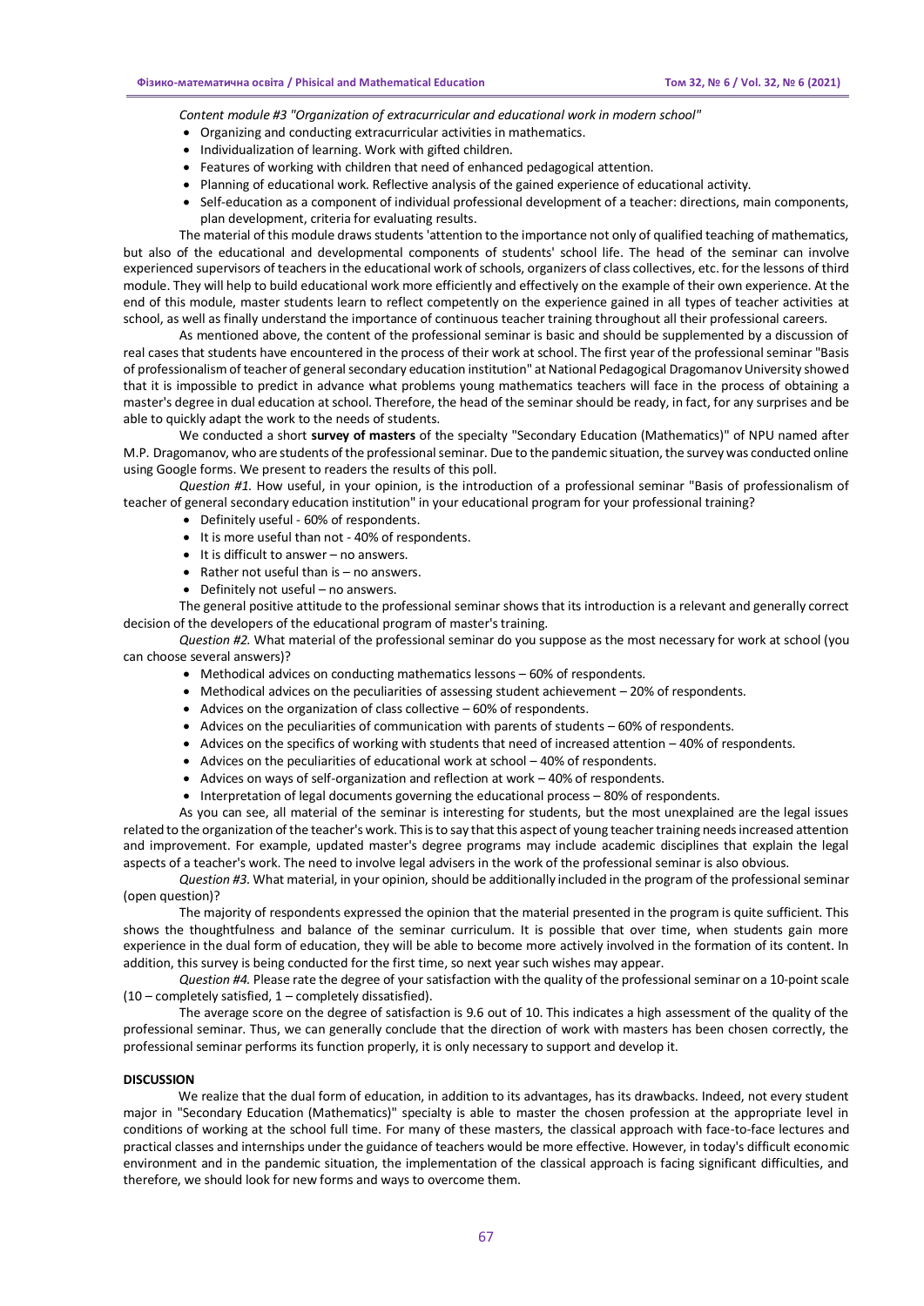*Content module #3 "Organization of extracurricular and educational work in modern school"*

- Organizing and conducting extracurricular activities in mathematics.
- Individualization of learning. Work with gifted children.
- Features of working with children that need of enhanced pedagogical attention.
- Planning of educational work. Reflective analysis of the gained experience of educational activity.
- Self-education as a component of individual professional development of a teacher: directions, main components, plan development, criteria for evaluating results.

The material of this module draws students 'attention to the importance not only of qualified teaching of mathematics, but also of the educational and developmental components of students' school life. The head of the seminar can involve experienced supervisors of teachers in the educational work of schools, organizers of class collectives, etc. for the lessons of third module. They will help to build educational work more efficiently and effectively on the example of their own experience. At the end of this module, master students learn to reflect competently on the experience gained in all types of teacher activities at school, as well as finally understand the importance of continuous teacher training throughout all their professional careers.

As mentioned above, the content of the professional seminar is basic and should be supplemented by a discussion of real cases that students have encountered in the process of their work at school. The first year of the professional seminar "Basis of professionalism of teacher of general secondary education institution" at National Pedagogical Dragomanov University showed that it is impossible to predict in advance what problems young mathematics teachers will face in the process of obtaining a master's degree in dual education at school. Therefore, the head of the seminar should be ready, in fact, for any surprises and be able to quickly adapt the work to the needs of students.

We conducted a short **survey of masters** of the specialty "Secondary Education (Mathematics)" of NPU named after M.P. Dragomanov, who are students of the professional seminar. Due to the pandemic situation, the survey was conducted online using Google forms. We present to readers the results of this poll.

*Question #1.* How useful, in your opinion, is the introduction of a professional seminar "Basis of professionalism of teacher of general secondary education institution" in your educational program for your professional training?

- Definitely useful - 60% of respondents.
- It is more useful than not - 40% of respondents.
- It is difficult to answer – no answers.
- Rather not useful than is – no answers.
- Definitely not useful – no answers.

The general positive attitude to the professional seminar shows that its introduction is a relevant and generally correct decision of the developers of the educational program of master's training.

*Question #2.* What material of the professional seminar do you suppose as the most necessary for work at school (you can choose several answers)?

- Methodical advices on conducting mathematics lessons – 60% of respondents.
- Methodical advices on the peculiarities of assessing student achievement – 20% of respondents.
- Advices on the organization of class collective – 60% of respondents.
- Advices on the peculiarities of communication with parents of students – 60% of respondents.
- Advices on the specifics of working with students that need of increased attention – 40% of respondents.
- Advices on the peculiarities of educational work at school – 40% of respondents.
- Advices on ways of self-organization and reflection at work – 40% of respondents.
- Interpretation of legal documents governing the educational process – 80% of respondents.

As you can see, all material of the seminar is interesting for students, but the most unexplained are the legal issues related to the organization of the teacher's work. This is to say that this aspect of young teacher training needs increased attention and improvement. For example, updated master's degree programs may include academic disciplines that explain the legal aspects of a teacher's work. The need to involve legal advisers in the work of the professional seminar is also obvious.

*Question #3.* What material, in your opinion, should be additionally included in the program of the professional seminar (open question)?

The majority of respondents expressed the opinion that the material presented in the program is quite sufficient. This shows the thoughtfulness and balance of the seminar curriculum. It is possible that over time, when students gain more experience in the dual form of education, they will be able to become more actively involved in the formation of its content. In addition, this survey is being conducted for the first time, so next year such wishes may appear.

*Question #4.* Please rate the degree of your satisfaction with the quality of the professional seminar on a 10-point scale (10 – completely satisfied, 1 – completely dissatisfied).

The average score on the degree of satisfaction is 9.6 out of 10. This indicates a high assessment of the quality of the professional seminar. Thus, we can generally conclude that the direction of work with masters has been chosen correctly, the professional seminar performs its function properly, it is only necessary to support and develop it.

## DISCUSSION

We realize that the dual form of education, in addition to its advantages, has its drawbacks. Indeed, not every student major in "Secondary Education (Mathematics)" specialty is able to master the chosen profession at the appropriate level in conditions of working at the school full time. For many of these masters, the classical approach with face-to-face lectures and practical classes and internships under the guidance of teachers would be more effective. However, in today's difficult economic environment and in the pandemic situation, the implementation of the classical approach is facing significant difficulties, and therefore, we should look for new forms and ways to overcome them.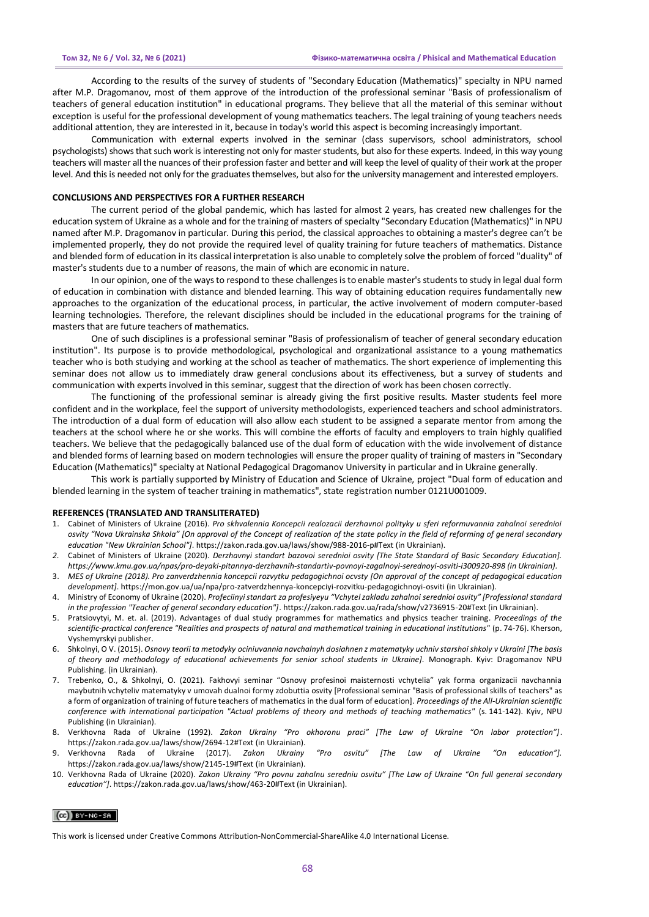According to the results of the survey of students of "Secondary Education (Mathematics)" specialty in NPU named after M.P. Dragomanov, most of them approve of the introduction of the professional seminar "Basis of professionalism of teachers of general education institution" in educational programs. They believe that all the material of this seminar without exception is useful for the professional development of young mathematics teachers. The legal training of young teachers needs additional attention, they are interested in it, because in today's world this aspect is becoming increasingly important.

Communication with external experts involved in the seminar (class supervisors, school administrators, school psychologists) shows that such work is interesting not only for master students, but also for these experts. Indeed, in this way young teachers will master all the nuances of their profession faster and better and will keep the level of quality of their work at the proper level. And this is needed not only for the graduates themselves, but also for the university management and interested employers.

## CONCLUSIONS AND PERSPECTIVES FOR A FURTHER RESEARCH

The current period of the global pandemic, which has lasted for almost 2 years, has created new challenges for the education system of Ukraine as a whole and for the training of masters of specialty "Secondary Education (Mathematics)" in NPU named after M.P. Dragomanov in particular. During this period, the classical approaches to obtaining a master's degree can't be implemented properly, they do not provide the required level of quality training for future teachers of mathematics. Distance and blended form of education in its classical interpretation is also unable to completely solve the problem of forced "duality" of master's students due to a number of reasons, the main of which are economic in nature.

In our opinion, one of the ways to respond to these challenges is to enable master's students to study in legal dual form of education in combination with distance and blended learning. This way of obtaining education requires fundamentally new approaches to the organization of the educational process, in particular, the active involvement of modern computer-based learning technologies. Therefore, the relevant disciplines should be included in the educational programs for the training of masters that are future teachers of mathematics.

One of such disciplines is a professional seminar "Basis of professionalism of teacher of general secondary education institution". Its purpose is to provide methodological, psychological and organizational assistance to a young mathematics teacher who is both studying and working at the school as teacher of mathematics. The short experience of implementing this seminar does not allow us to immediately draw general conclusions about its effectiveness, but a survey of students and communication with experts involved in this seminar, suggest that the direction of work has been chosen correctly.

The functioning of the professional seminar is already giving the first positive results. Master students feel more confident and in the workplace, feel the support of university methodologists, experienced teachers and school administrators. The introduction of a dual form of education will also allow each student to be assigned a separate mentor from among the teachers at the school where he or she works. This will combine the efforts of faculty and employers to train highly qualified teachers. We believe that the pedagogically balanced use of the dual form of education with the wide involvement of distance and blended forms of learning based on modern technologies will ensure the proper quality of training of masters in "Secondary Education (Mathematics)" specialty at National Pedagogical Dragomanov University in particular and in Ukraine generally.

This work is partially supported by Ministry of Education and Science of Ukraine, project "Dual form of education and blended learning in the system of teacher training in mathematics", state registration number 0121U001009.

## REFERENCES (TRANSLATED AND TRANSLITERATED)

1. Cabinet of Ministers of Ukraine (2016). *Pro skhvalennia Koncepcii realozacii derzhavnoi polityky u sferi reformuvannia zahalnoi serednioi osvity "Nova Ukrainska Shkola" [On approval of the Concept of realization of the state policy in the field of reforming of general secondary education "New Ukrainian School"]*. https://zakon.rada.gov.ua/laws/show/988-2016-p#Text (in Ukrainian).
2. Cabinet of Ministers of Ukraine (2020). *Derzhavnyi standart bazovoi serednioi osvity [The State Standard of Basic Secondary Education]. https://www.kmu.gov.ua/npas/pro-deyaki-pitannya-derzhavnih-standartiv-povnoyi-zagalnoyi-serednoyi-osviti-i300920-898 (in Ukrainian).*
3. *MES of Ukraine (2018). Pro zanverdzhennia koncepcii rozvytku pedagogichnoi ocvsty [On approval of the concept of pedagogical education development]*. https://mon.gov.ua/ua/npa/pro-zatverdzhennya-koncepciyi-rozvitku-pedagogichnoyi-osviti (in Ukrainian).
4. Ministry of Economy of Ukraine (2020). *Profeciinyi standart za profesiyeyu "Vchytel zakladu zahalnoi serednioi osvity" [Professional standard in the profession "Teacher of general secondary education"]*. https://zakon.rada.gov.ua/rada/show/v2736915-20#Text (in Ukrainian).
5. Pratsiovytyi, M. et. al. (2019). Advantages of dual study programmes for mathematics and physics teacher training. *Proceedings of the scientific-practical conference "Realities and prospects of natural and mathematical training in educational institutions"* (p. 74-76). Kherson, Vyshemyrskyi publisher.
6. Shkolnyi, O V. (2015). *Osnovy teorii ta metodyky ociniuvannia navchalnyh dosiahnen z matematyky uchniv starshoi shkoly v Ukraini [The basis of theory and methodology of educational achievements for senior school students in Ukraine].* Monograph. Kyiv: Dragomanov NPU Publishing. (in Ukrainian).
7. Trebenko, O., & Shkolnyi, O. (2021). Fakhovyi seminar "Osnovy profesinoi maisternosti vchytelia" yak forma organizacii navchannia maybutnih vchyteliv matematyky v umovah dualnoi formy zdobuttia osvity [Professional seminar "Basis of professional skills of teachers" as a form of organization of training of future teachers of mathematics in the dual form of education]. *Proceedings of the All-Ukrainian scientific conference with international participation "Actual problems of theory and methods of teaching mathematics"* (s. 141-142). Kyiv, NPU Publishing (in Ukrainian).
8. Verkhovna Rada of Ukraine (1992). *Zakon Ukrainy "Pro okhoronu praci" [The Law of Ukraine "On labor protection"]*. https://zakon.rada.gov.ua/laws/show/2694-12#Text (in Ukrainian).
9. Verkhovna Rada of Ukraine (2017). *Zakon Ukrainy "Pro osvitu" [The Law of Ukraine "On education"].* https://zakon.rada.gov.ua/laws/show/2145-19#Text (in Ukrainian).
10. Verkhovna Rada of Ukraine (2020). *Zakon Ukrainy "Pro povnu zahalnu seredniu osvitu" [The Law of Ukraine "On full general secondary education"]*. https://zakon.rada.gov.ua/laws/show/463-20#Text (in Ukrainian).

This work is licensed under Creative Commons Attribution-NonCommercial-ShareAlike 4.0 International License.